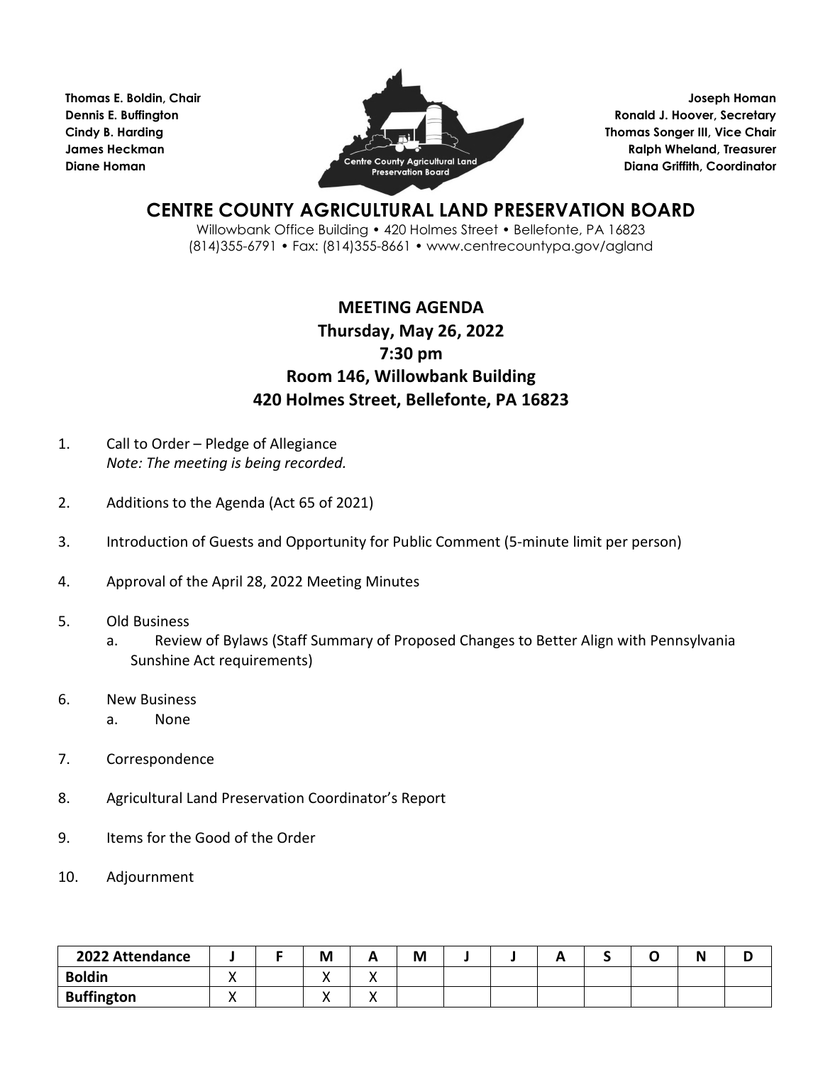Thomas E. Boldin, Chair
Dennis E. Buffington
Cindy B. Harding
James Heckman
Diane Homan

Joseph Homan
Ronald J. Hoover, Secretary
Thomas Songer III, Vice Chair
Ralph Wheland, Treasurer
Diana Griffith, Coordinator

# CENTRE COUNTY AGRICULTURAL LAND PRESERVATION BOARD

Willowbank Office Building • 420 Holmes Street • Bellefonte, PA 16823
(814)355-6791 • Fax: (814)355-8661 • www.centrecountypa.gov/agland

## MEETING AGENDA
## Thursday, May 26, 2022
## 7:30 pm
## Room 146, Willowbank Building
## 420 Holmes Street, Bellefonte, PA 16823

1. Call to Order – Pledge of Allegiance
   *Note: The meeting is being recorded.*

2. Additions to the Agenda (Act 65 of 2021)

3. Introduction of Guests and Opportunity for Public Comment (5-minute limit per person)

4. Approval of the April 28, 2022 Meeting Minutes

5. Old Business
   a. Review of Bylaws (Staff Summary of Proposed Changes to Better Align with Pennsylvania Sunshine Act requirements)

6. New Business
   a. None

7. Correspondence

8. Agricultural Land Preservation Coordinator's Report

9. Items for the Good of the Order

10. Adjournment

| 2022 Attendance | J | F | M | A | M | J | J | A | S | O | N | D |
|---|---|---|---|---|---|---|---|---|---|---|---|---|
| Boldin | X | | X | X | | | | | | | | |
| Buffington | X | | X | X | | | | | | | | |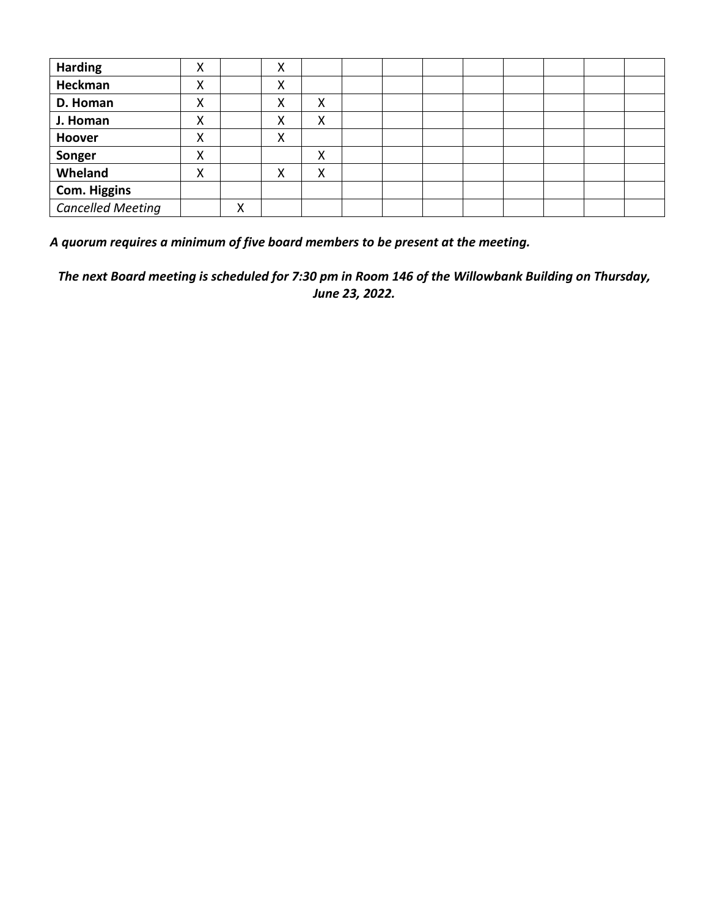| | | | | | | | | | | | | |
|---|---|---|---|---|---|---|---|---|---|---|---|---|
| **Harding** | X | | X | | | | | | | | | |
| **Heckman** | X | | X | | | | | | | | | |
| **D. Homan** | X | | X | X | | | | | | | | |
| **J. Homan** | X | | X | X | | | | | | | | |
| **Hoover** | X | | X | | | | | | | | | |
| **Songer** | X | | | X | | | | | | | | |
| **Wheland** | X | | X | X | | | | | | | | |
| **Com. Higgins** | | | | | | | | | | | | |
| *Cancelled Meeting* | | X | | | | | | | | | | |

***A quorum requires a minimum of five board members to be present at the meeting.***

***The next Board meeting is scheduled for 7:30 pm in Room 146 of the Willowbank Building on Thursday, June 23, 2022.***